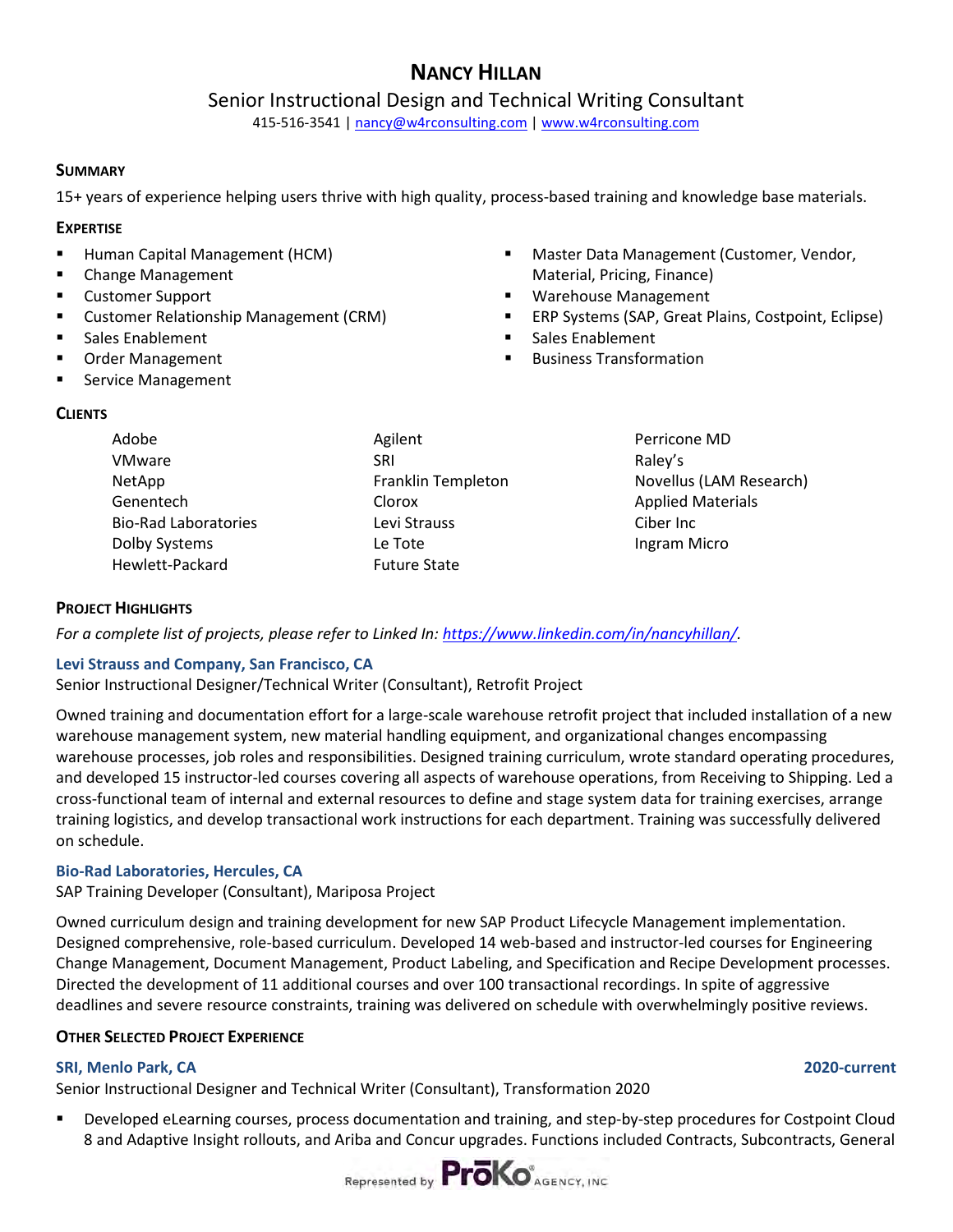# NANCY HILLAN

Senior Instructional Design and Technical Writing Consultant

415-516-3541 | nancy@w4rconsulting.com | www.w4rconsulting.com

## SUMMARY

15+ years of experience helping users thrive with high quality, process-based training and knowledge base materials.

## EXPERTISE

- Human Capital Management (HCM)
- Change Management
- Customer Support
- Customer Relationship Management (CRM)
- Sales Enablement
- Order Management
- Service Management
- Master Data Management (Customer, Vendor, Material, Pricing, Finance)
- Warehouse Management
- ERP Systems (SAP, Great Plains, Costpoint, Eclipse)
- Sales Enablement
- Business Transformation

## CLIENTS

Adobe
VMware
NetApp
Genentech
Bio-Rad Laboratories
Dolby Systems
Hewlett-Packard
Agilent
SRI
Franklin Templeton
Clorox
Levi Strauss
Le Tote
Future State
Perricone MD
Raley's
Novellus (LAM Research)
Applied Materials
Ciber Inc
Ingram Micro

## PROJECT HIGHLIGHTS

*For a complete list of projects, please refer to Linked In: https://www.linkedin.com/in/nancyhillan/.*

### Levi Strauss and Company, San Francisco, CA

Senior Instructional Designer/Technical Writer (Consultant), Retrofit Project

Owned training and documentation effort for a large-scale warehouse retrofit project that included installation of a new warehouse management system, new material handling equipment, and organizational changes encompassing warehouse processes, job roles and responsibilities. Designed training curriculum, wrote standard operating procedures, and developed 15 instructor-led courses covering all aspects of warehouse operations, from Receiving to Shipping. Led a cross-functional team of internal and external resources to define and stage system data for training exercises, arrange training logistics, and develop transactional work instructions for each department. Training was successfully delivered on schedule.

### Bio-Rad Laboratories, Hercules, CA

SAP Training Developer (Consultant), Mariposa Project

Owned curriculum design and training development for new SAP Product Lifecycle Management implementation. Designed comprehensive, role-based curriculum. Developed 14 web-based and instructor-led courses for Engineering Change Management, Document Management, Product Labeling, and Specification and Recipe Development processes. Directed the development of 11 additional courses and over 100 transactional recordings. In spite of aggressive deadlines and severe resource constraints, training was delivered on schedule with overwhelmingly positive reviews.

## OTHER SELECTED PROJECT EXPERIENCE

### SRI, Menlo Park, CA — 2020-current

Senior Instructional Designer and Technical Writer (Consultant), Transformation 2020

- Developed eLearning courses, process documentation and training, and step-by-step procedures for Costpoint Cloud 8 and Adaptive Insight rollouts, and Ariba and Concur upgrades. Functions included Contracts, Subcontracts, General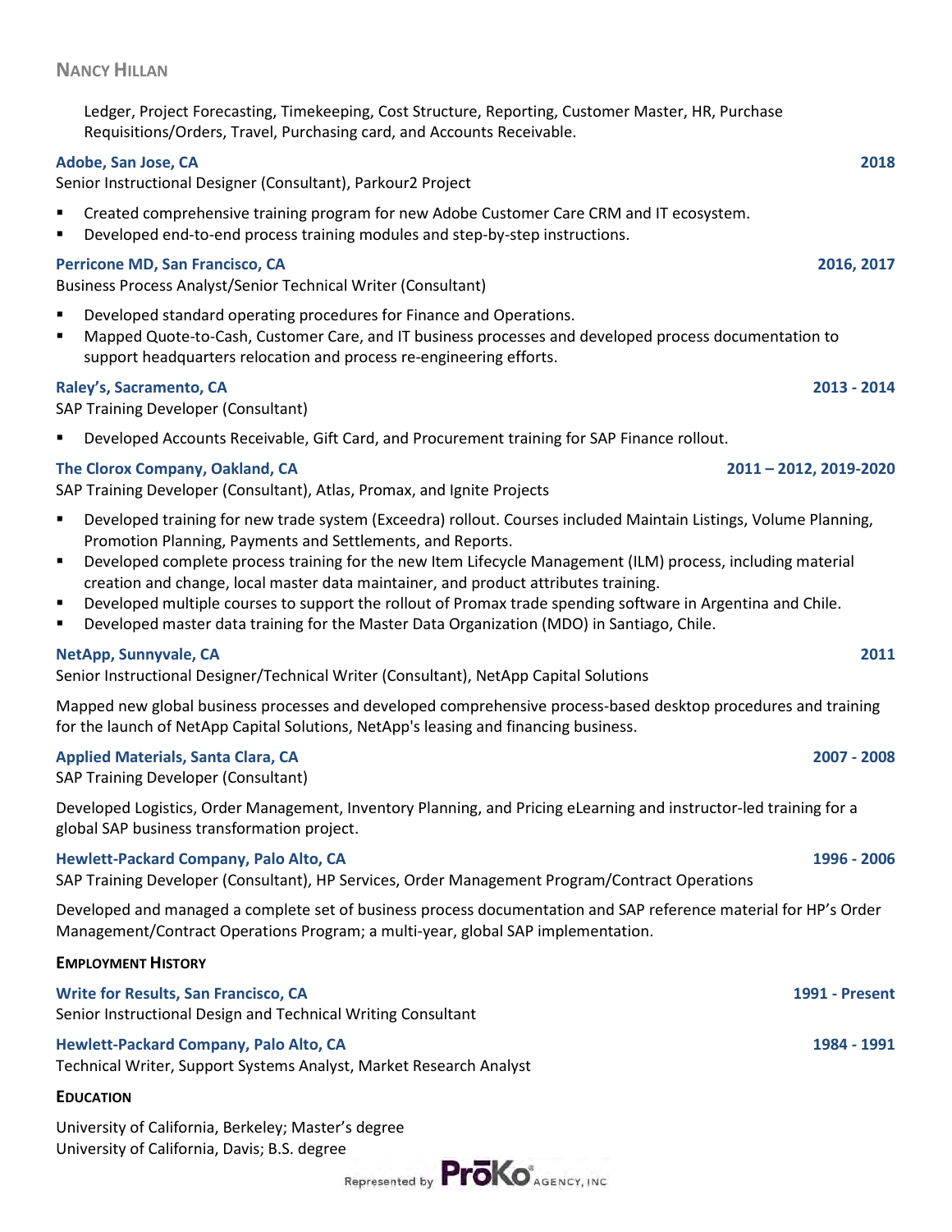Ledger, Project Forecasting, Timekeeping, Cost Structure, Reporting, Customer Master, HR, Purchase Requisitions/Orders, Travel, Purchasing card, and Accounts Receivable.

**Adobe, San Jose, CA** — **2018**
Senior Instructional Designer (Consultant), Parkour2 Project

- Created comprehensive training program for new Adobe Customer Care CRM and IT ecosystem.
- Developed end-to-end process training modules and step-by-step instructions.

**Perricone MD, San Francisco, CA** — **2016, 2017**
Business Process Analyst/Senior Technical Writer (Consultant)

- Developed standard operating procedures for Finance and Operations.
- Mapped Quote-to-Cash, Customer Care, and IT business processes and developed process documentation to support headquarters relocation and process re-engineering efforts.

**Raley's, Sacramento, CA** — **2013 - 2014**
SAP Training Developer (Consultant)

- Developed Accounts Receivable, Gift Card, and Procurement training for SAP Finance rollout.

**The Clorox Company, Oakland, CA** — **2011 – 2012, 2019-2020**
SAP Training Developer (Consultant), Atlas, Promax, and Ignite Projects

- Developed training for new trade system (Exceedra) rollout. Courses included Maintain Listings, Volume Planning, Promotion Planning, Payments and Settlements, and Reports.
- Developed complete process training for the new Item Lifecycle Management (ILM) process, including material creation and change, local master data maintainer, and product attributes training.
- Developed multiple courses to support the rollout of Promax trade spending software in Argentina and Chile.
- Developed master data training for the Master Data Organization (MDO) in Santiago, Chile.

**NetApp, Sunnyvale, CA** — **2011**
Senior Instructional Designer/Technical Writer (Consultant), NetApp Capital Solutions

Mapped new global business processes and developed comprehensive process-based desktop procedures and training for the launch of NetApp Capital Solutions, NetApp's leasing and financing business.

**Applied Materials, Santa Clara, CA** — **2007 - 2008**
SAP Training Developer (Consultant)

Developed Logistics, Order Management, Inventory Planning, and Pricing eLearning and instructor-led training for a global SAP business transformation project.

**Hewlett-Packard Company, Palo Alto, CA** — **1996 - 2006**
SAP Training Developer (Consultant), HP Services, Order Management Program/Contract Operations

Developed and managed a complete set of business process documentation and SAP reference material for HP's Order Management/Contract Operations Program; a multi-year, global SAP implementation.

## Employment History

**Write for Results, San Francisco, CA** — **1991 - Present**
Senior Instructional Design and Technical Writing Consultant

**Hewlett-Packard Company, Palo Alto, CA** — **1984 - 1991**
Technical Writer, Support Systems Analyst, Market Research Analyst

## Education

University of California, Berkeley; Master's degree
University of California, Davis; B.S. degree

Represented by ProKo Agency, Inc